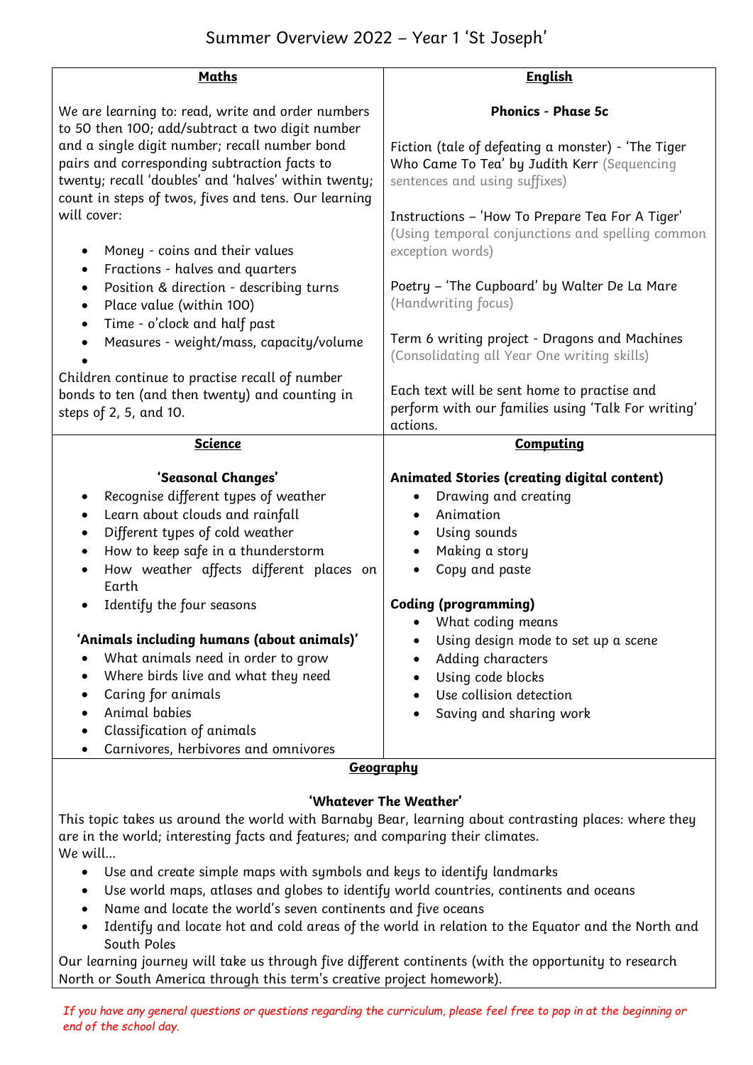# Summer Overview 2022 – Year 1 'St Joseph'

## Maths

We are learning to: read, write and order numbers to 50 then 100; add/subtract a two digit number and a single digit number; recall number bond pairs and corresponding subtraction facts to twenty; recall 'doubles' and 'halves' within twenty; count in steps of twos, fives and tens. Our learning will cover:

- Money - coins and their values
- Fractions - halves and quarters
- Position & direction - describing turns
- Place value (within 100)
- Time - o'clock and half past
- Measures - weight/mass, capacity/volume

Children continue to practise recall of number bonds to ten (and then twenty) and counting in steps of 2, 5, and 10.

## English

**Phonics - Phase 5c**

Fiction (tale of defeating a monster) - 'The Tiger Who Came To Tea' by Judith Kerr (Sequencing sentences and using suffixes)

Instructions – 'How To Prepare Tea For A Tiger' (Using temporal conjunctions and spelling common exception words)

Poetry – 'The Cupboard' by Walter De La Mare (Handwriting focus)

Term 6 writing project - Dragons and Machines (Consolidating all Year One writing skills)

Each text will be sent home to practise and perform with our families using 'Talk For writing' actions.

## Science

**'Seasonal Changes'**

- Recognise different types of weather
- Learn about clouds and rainfall
- Different types of cold weather
- How to keep safe in a thunderstorm
- How weather affects different places on Earth
- Identify the four seasons

**'Animals including humans (about animals)'**

- What animals need in order to grow
- Where birds live and what they need
- Caring for animals
- Animal babies
- Classification of animals
- Carnivores, herbivores and omnivores

## Computing

**Animated Stories (creating digital content)**

- Drawing and creating
- Animation
- Using sounds
- Making a story
- Copy and paste

**Coding (programming)**

- What coding means
- Using design mode to set up a scene
- Adding characters
- Using code blocks
- Use collision detection
- Saving and sharing work

## Geography

**'Whatever The Weather'**

This topic takes us around the world with Barnaby Bear, learning about contrasting places: where they are in the world; interesting facts and features; and comparing their climates.
We will…

- Use and create simple maps with symbols and keys to identify landmarks
- Use world maps, atlases and globes to identify world countries, continents and oceans
- Name and locate the world's seven continents and five oceans
- Identify and locate hot and cold areas of the world in relation to the Equator and the North and South Poles

Our learning journey will take us through five different continents (with the opportunity to research North or South America through this term's creative project homework).

*If you have any general questions or questions regarding the curriculum, please feel free to pop in at the beginning or end of the school day.*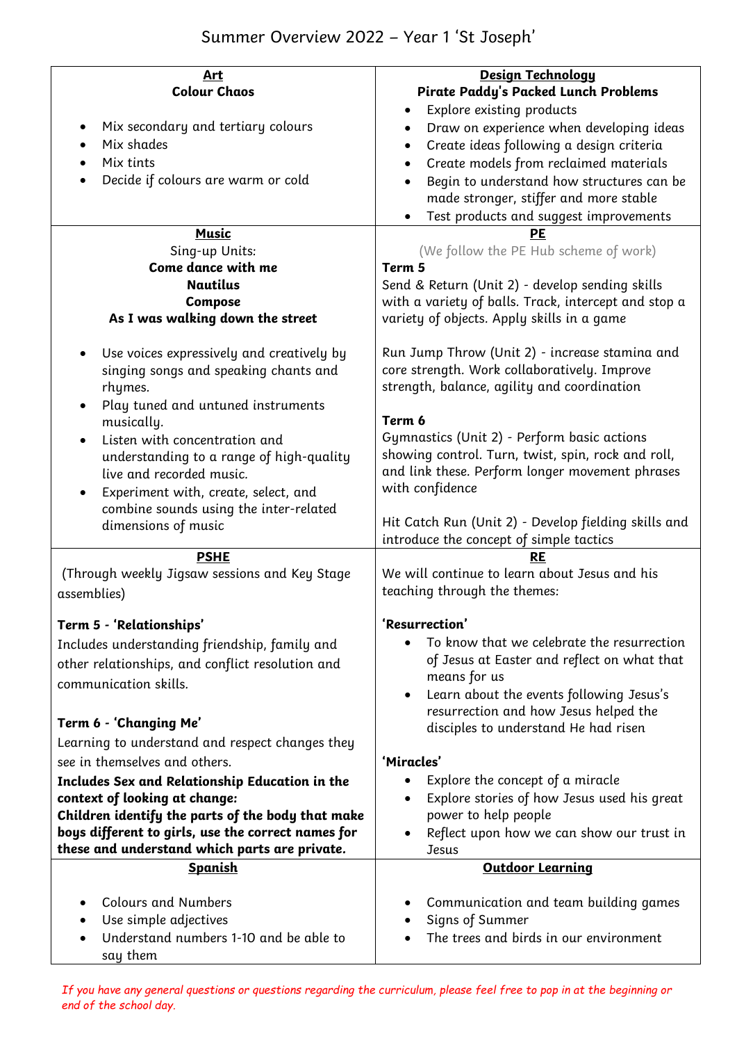# Summer Overview 2022 – Year 1 'St Joseph'

## Art

**Colour Chaos**

- Mix secondary and tertiary colours
- Mix shades
- Mix tints
- Decide if colours are warm or cold

## Design Technology

**Pirate Paddy's Packed Lunch Problems**

- Explore existing products
- Draw on experience when developing ideas
- Create ideas following a design criteria
- Create models from reclaimed materials
- Begin to understand how structures can be made stronger, stiffer and more stable
- Test products and suggest improvements

## Music

Sing-up Units:

**Come dance with me**

**Nautilus**

**Compose**

**As I was walking down the street**

- Use voices expressively and creatively by singing songs and speaking chants and rhymes.
- Play tuned and untuned instruments musically.
- Listen with concentration and understanding to a range of high-quality live and recorded music.
- Experiment with, create, select, and combine sounds using the inter-related dimensions of music

## PE

(We follow the PE Hub scheme of work)

**Term 5**

Send & Return (Unit 2) - develop sending skills with a variety of balls. Track, intercept and stop a variety of objects. Apply skills in a game

Run Jump Throw (Unit 2) - increase stamina and core strength. Work collaboratively. Improve strength, balance, agility and coordination

**Term 6**

Gymnastics (Unit 2) - Perform basic actions showing control. Turn, twist, spin, rock and roll, and link these. Perform longer movement phrases with confidence

Hit Catch Run (Unit 2) - Develop fielding skills and introduce the concept of simple tactics

## PSHE

(Through weekly Jigsaw sessions and Key Stage assemblies)

**Term 5 - 'Relationships'**

Includes understanding friendship, family and other relationships, and conflict resolution and communication skills.

**Term 6 - 'Changing Me'**

Learning to understand and respect changes they see in themselves and others.

**Includes Sex and Relationship Education in the context of looking at change:**
**Children identify the parts of the body that make boys different to girls, use the correct names for these and understand which parts are private.**

## RE

We will continue to learn about Jesus and his teaching through the themes:

**'Resurrection'**

- To know that we celebrate the resurrection of Jesus at Easter and reflect on what that means for us
- Learn about the events following Jesus's resurrection and how Jesus helped the disciples to understand He had risen

**'Miracles'**

- Explore the concept of a miracle
- Explore stories of how Jesus used his great power to help people
- Reflect upon how we can show our trust in Jesus

## Spanish

- Colours and Numbers
- Use simple adjectives
- Understand numbers 1-10 and be able to say them

## Outdoor Learning

- Communication and team building games
- Signs of Summer
- The trees and birds in our environment

*If you have any general questions or questions regarding the curriculum, please feel free to pop in at the beginning or end of the school day.*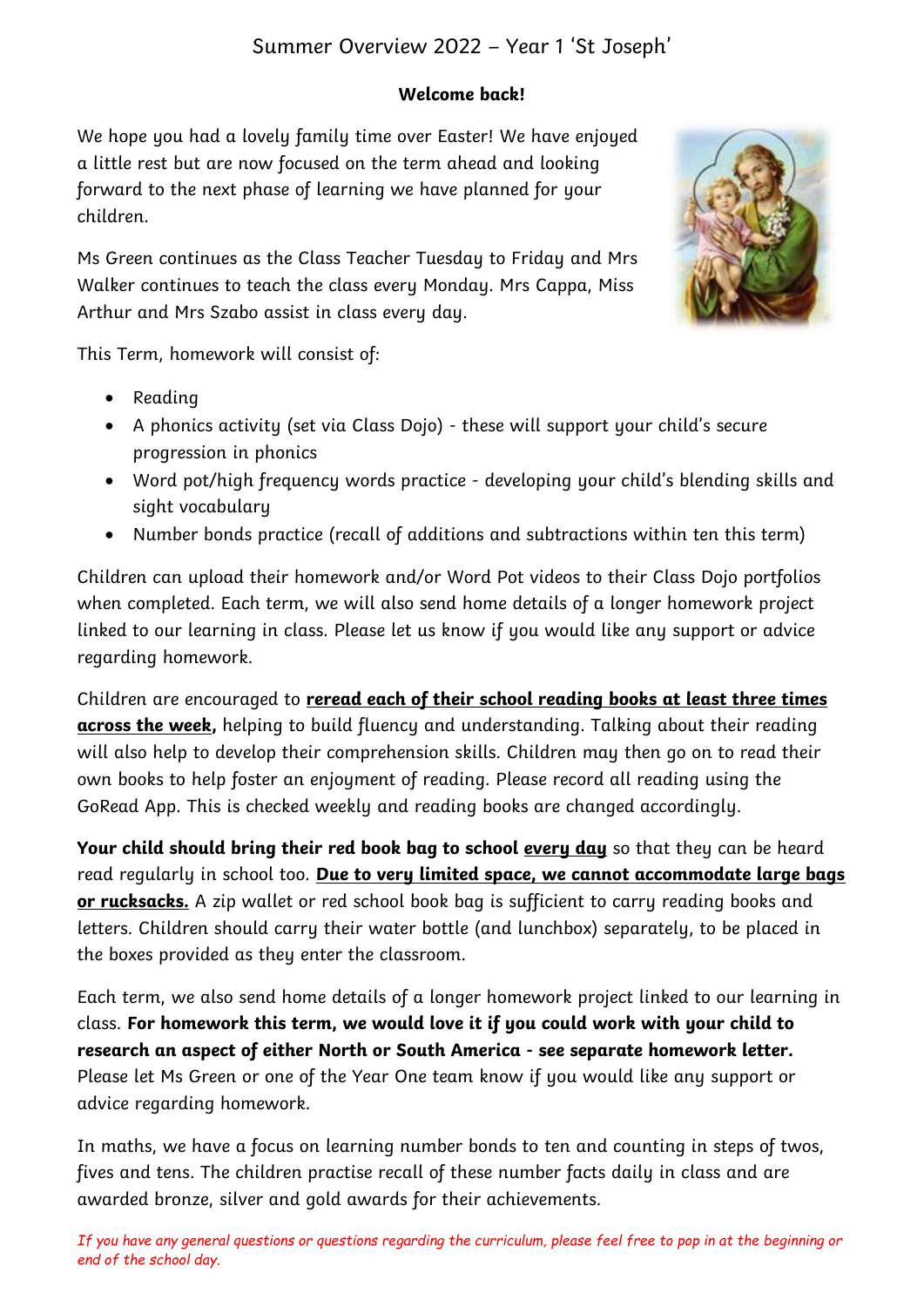# Summer Overview 2022 – Year 1 'St Joseph'

**Welcome back!**

We hope you had a lovely family time over Easter! We have enjoyed a little rest but are now focused on the term ahead and looking forward to the next phase of learning we have planned for your children.

Ms Green continues as the Class Teacher Tuesday to Friday and Mrs Walker continues to teach the class every Monday. Mrs Cappa, Miss Arthur and Mrs Szabo assist in class every day.

This Term, homework will consist of:

- Reading
- A phonics activity (set via Class Dojo) - these will support your child's secure progression in phonics
- Word pot/high frequency words practice - developing your child's blending skills and sight vocabulary
- Number bonds practice (recall of additions and subtractions within ten this term)

Children can upload their homework and/or Word Pot videos to their Class Dojo portfolios when completed. Each term, we will also send home details of a longer homework project linked to our learning in class. Please let us know if you would like any support or advice regarding homework.

Children are encouraged to <u>**reread each of their school reading books at least three times across the week,**</u> helping to build fluency and understanding. Talking about their reading will also help to develop their comprehension skills. Children may then go on to read their own books to help foster an enjoyment of reading. Please record all reading using the GoRead App. This is checked weekly and reading books are changed accordingly.

**Your child should bring their red book bag to school <u>every day</u>** so that they can be heard read regularly in school too. <u>**Due to very limited space, we cannot accommodate large bags or rucksacks.**</u> A zip wallet or red school book bag is sufficient to carry reading books and letters. Children should carry their water bottle (and lunchbox) separately, to be placed in the boxes provided as they enter the classroom.

Each term, we also send home details of a longer homework project linked to our learning in class. **For homework this term, we would love it if you could work with your child to research an aspect of either North or South America - see separate homework letter.** Please let Ms Green or one of the Year One team know if you would like any support or advice regarding homework.

In maths, we have a focus on learning number bonds to ten and counting in steps of twos, fives and tens. The children practise recall of these number facts daily in class and are awarded bronze, silver and gold awards for their achievements.

*If you have any general questions or questions regarding the curriculum, please feel free to pop in at the beginning or end of the school day.*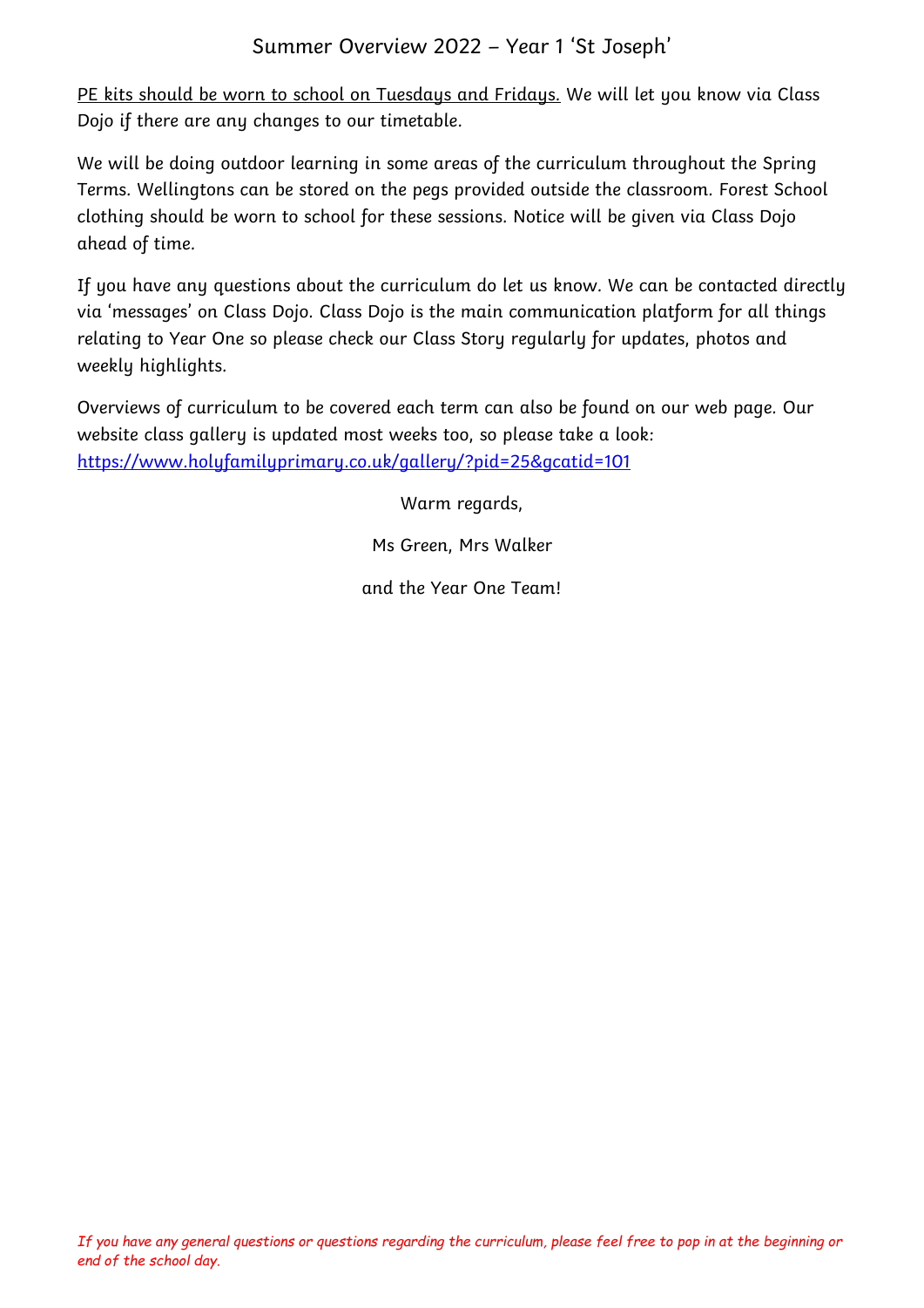Summer Overview 2022 – Year 1 'St Joseph'

PE kits should be worn to school on Tuesdays and Fridays. We will let you know via Class Dojo if there are any changes to our timetable.

We will be doing outdoor learning in some areas of the curriculum throughout the Spring Terms. Wellingtons can be stored on the pegs provided outside the classroom. Forest School clothing should be worn to school for these sessions. Notice will be given via Class Dojo ahead of time.

If you have any questions about the curriculum do let us know. We can be contacted directly via 'messages' on Class Dojo. Class Dojo is the main communication platform for all things relating to Year One so please check our Class Story regularly for updates, photos and weekly highlights.

Overviews of curriculum to be covered each term can also be found on our web page. Our website class gallery is updated most weeks too, so please take a look: https://www.holyfamilyprimary.co.uk/gallery/?pid=25&gcatid=101

Warm regards,

Ms Green, Mrs Walker

and the Year One Team!

*If you have any general questions or questions regarding the curriculum, please feel free to pop in at the beginning or end of the school day.*